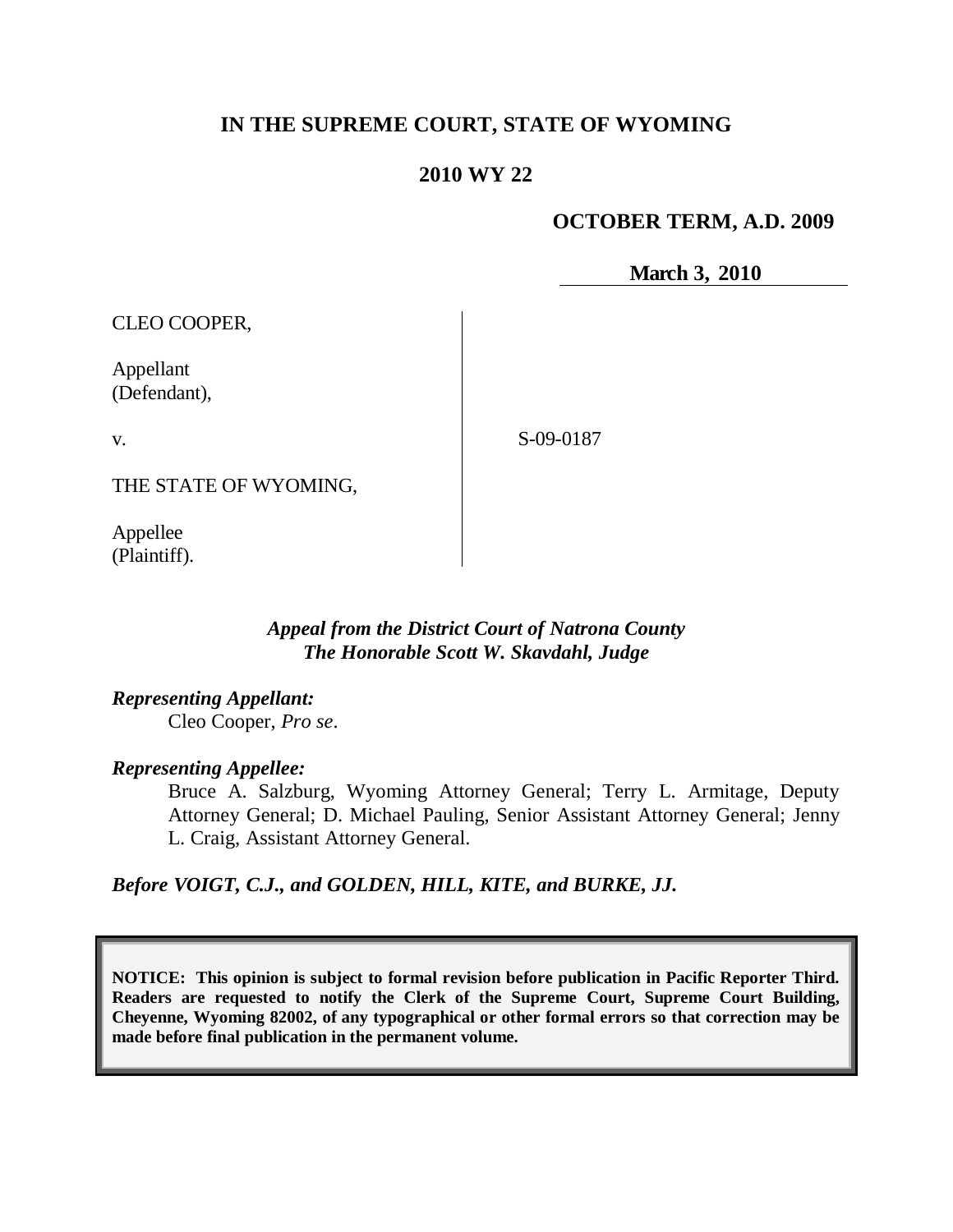**IN THE SUPREME COURT, STATE OF WYOMING**

**2010 WY 22**

**OCTOBER TERM, A.D. 2009**

**March 3, 2010**

CLEO COOPER,

Appellant
(Defendant),

v.

THE STATE OF WYOMING,

Appellee
(Plaintiff).

S-09-0187

*Appeal from the District Court of Natrona County*
*The Honorable Scott W. Skavdahl, Judge*

***Representing Appellant:***

Cleo Cooper, *Pro se*.

***Representing Appellee:***

Bruce A. Salzburg, Wyoming Attorney General; Terry L. Armitage, Deputy Attorney General; D. Michael Pauling, Senior Assistant Attorney General; Jenny L. Craig, Assistant Attorney General.

***Before VOIGT, C.J., and GOLDEN, HILL, KITE, and BURKE, JJ.***

**NOTICE: This opinion is subject to formal revision before publication in Pacific Reporter Third. Readers are requested to notify the Clerk of the Supreme Court, Supreme Court Building, Cheyenne, Wyoming 82002, of any typographical or other formal errors so that correction may be made before final publication in the permanent volume.**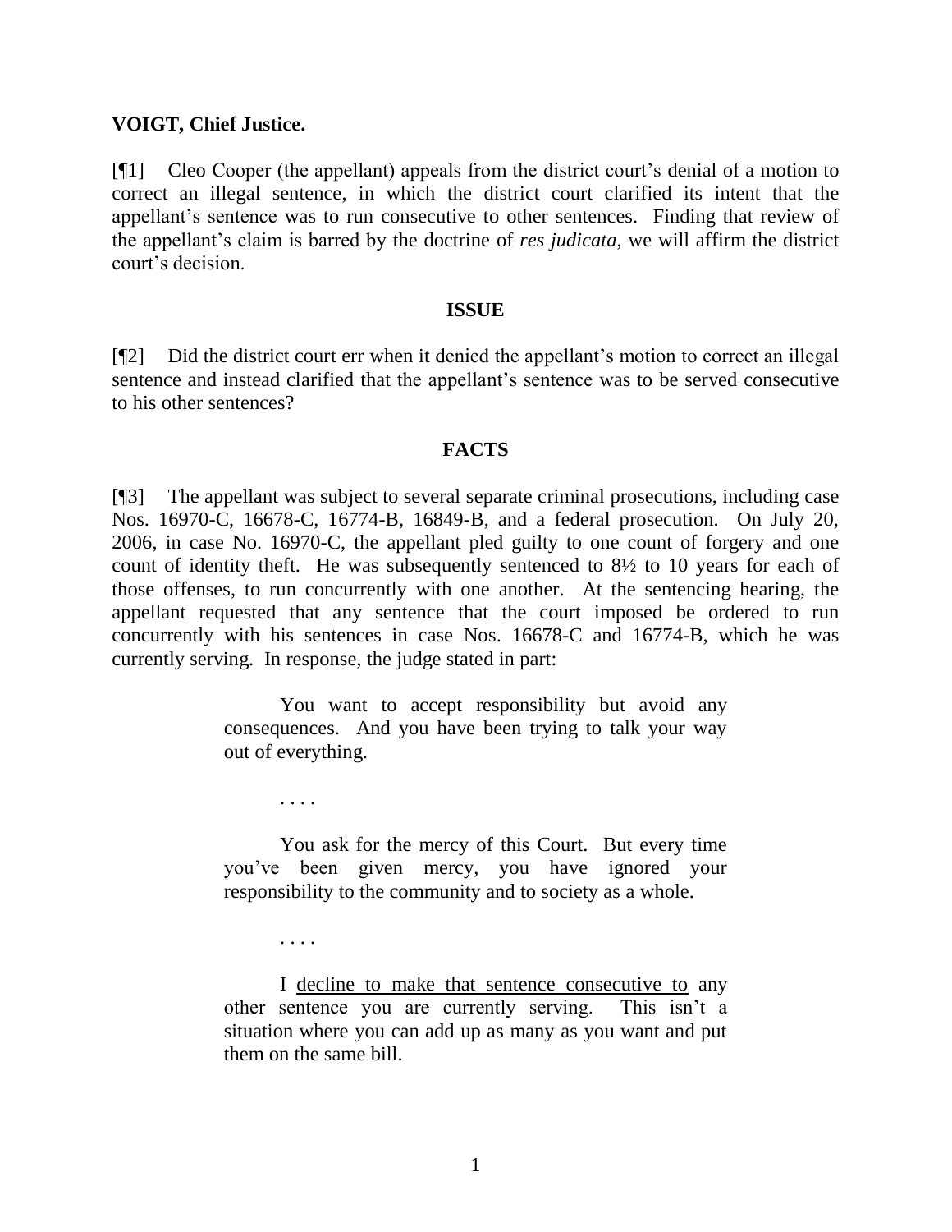**VOIGT, Chief Justice.**

[¶1] Cleo Cooper (the appellant) appeals from the district court's denial of a motion to correct an illegal sentence, in which the district court clarified its intent that the appellant's sentence was to run consecutive to other sentences. Finding that review of the appellant's claim is barred by the doctrine of *res judicata*, we will affirm the district court's decision.

## ISSUE

[¶2] Did the district court err when it denied the appellant's motion to correct an illegal sentence and instead clarified that the appellant's sentence was to be served consecutive to his other sentences?

## FACTS

[¶3] The appellant was subject to several separate criminal prosecutions, including case Nos. 16970-C, 16678-C, 16774-B, 16849-B, and a federal prosecution. On July 20, 2006, in case No. 16970-C, the appellant pled guilty to one count of forgery and one count of identity theft. He was subsequently sentenced to 8½ to 10 years for each of those offenses, to run concurrently with one another. At the sentencing hearing, the appellant requested that any sentence that the court imposed be ordered to run concurrently with his sentences in case Nos. 16678-C and 16774-B, which he was currently serving. In response, the judge stated in part:

> You want to accept responsibility but avoid any consequences. And you have been trying to talk your way out of everything.
>
> . . . .
>
> You ask for the mercy of this Court. But every time you've been given mercy, you have ignored your responsibility to the community and to society as a whole.
>
> . . . .
>
> I <u>decline to make that sentence consecutive to</u> any other sentence you are currently serving. This isn't a situation where you can add up as many as you want and put them on the same bill.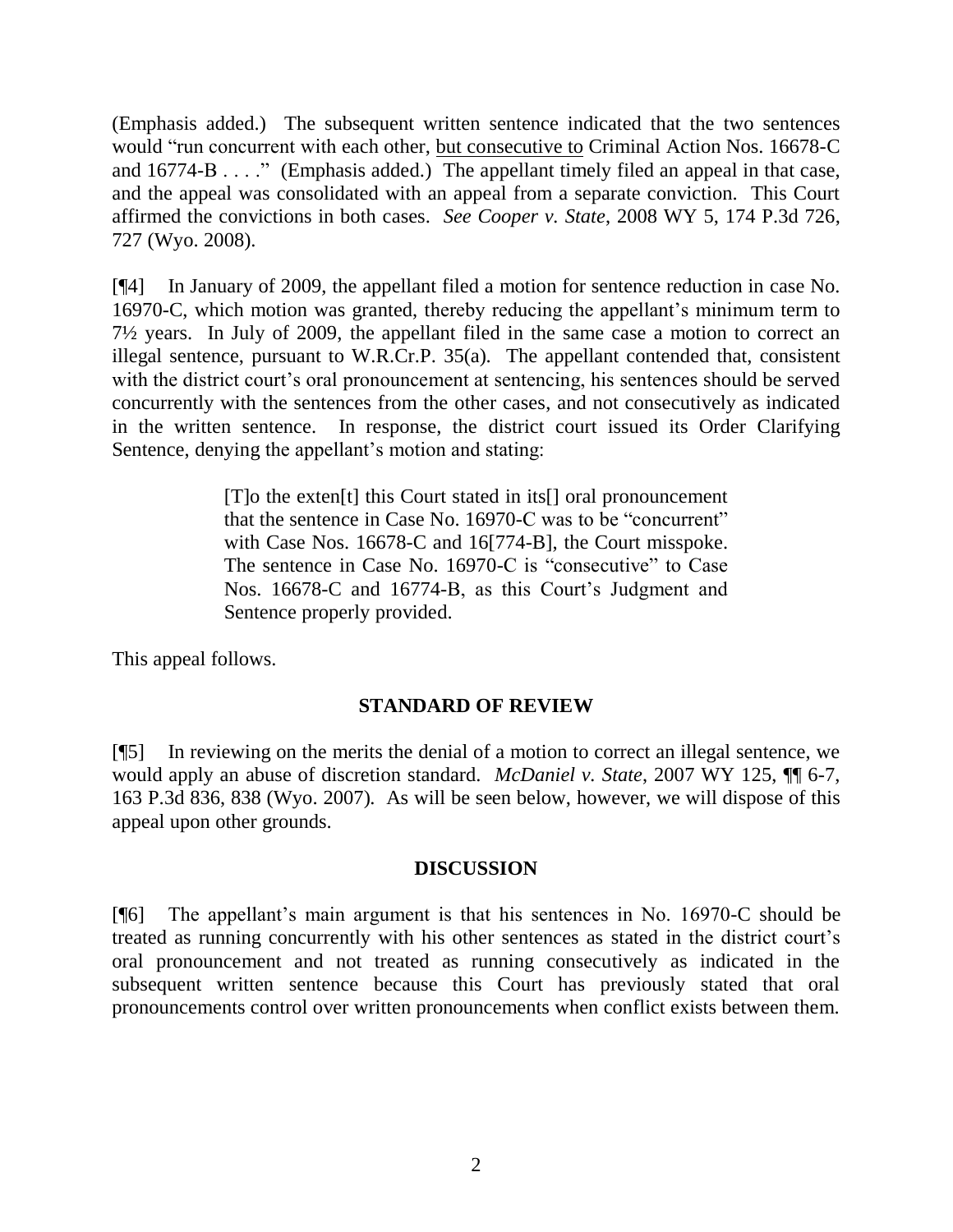(Emphasis added.) The subsequent written sentence indicated that the two sentences would "run concurrent with each other, <u>but consecutive to</u> Criminal Action Nos. 16678-C and 16774-B . . . ." (Emphasis added.) The appellant timely filed an appeal in that case, and the appeal was consolidated with an appeal from a separate conviction. This Court affirmed the convictions in both cases. *See Cooper v. State*, 2008 WY 5, 174 P.3d 726, 727 (Wyo. 2008).

[¶4] In January of 2009, the appellant filed a motion for sentence reduction in case No. 16970-C, which motion was granted, thereby reducing the appellant's minimum term to 7½ years. In July of 2009, the appellant filed in the same case a motion to correct an illegal sentence, pursuant to W.R.Cr.P. 35(a). The appellant contended that, consistent with the district court's oral pronouncement at sentencing, his sentences should be served concurrently with the sentences from the other cases, and not consecutively as indicated in the written sentence. In response, the district court issued its Order Clarifying Sentence, denying the appellant's motion and stating:

> [T]o the exten[t] this Court stated in its[] oral pronouncement that the sentence in Case No. 16970-C was to be "concurrent" with Case Nos. 16678-C and 16[774-B], the Court misspoke. The sentence in Case No. 16970-C is "consecutive" to Case Nos. 16678-C and 16774-B, as this Court's Judgment and Sentence properly provided.

This appeal follows.

## STANDARD OF REVIEW

[¶5] In reviewing on the merits the denial of a motion to correct an illegal sentence, we would apply an abuse of discretion standard. *McDaniel v. State*, 2007 WY 125, ¶¶ 6-7, 163 P.3d 836, 838 (Wyo. 2007). As will be seen below, however, we will dispose of this appeal upon other grounds.

## DISCUSSION

[¶6] The appellant's main argument is that his sentences in No. 16970-C should be treated as running concurrently with his other sentences as stated in the district court's oral pronouncement and not treated as running consecutively as indicated in the subsequent written sentence because this Court has previously stated that oral pronouncements control over written pronouncements when conflict exists between them.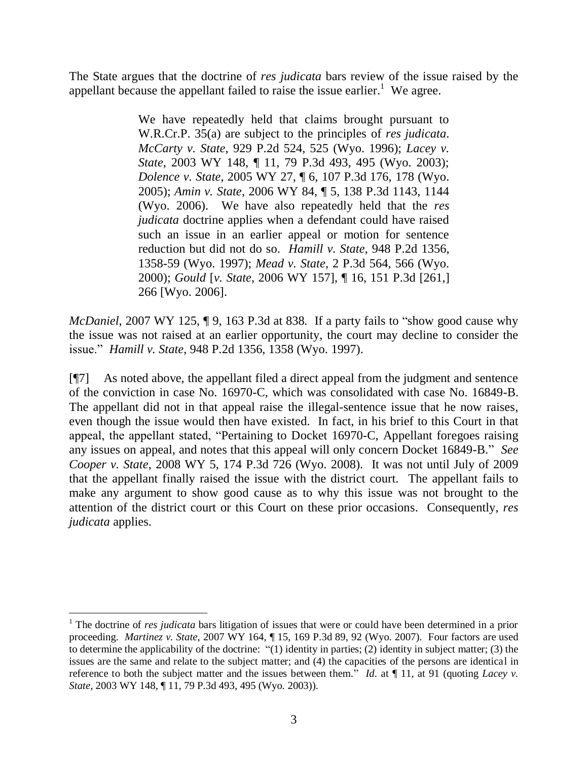The State argues that the doctrine of *res judicata* bars review of the issue raised by the appellant because the appellant failed to raise the issue earlier.[1] We agree.

> We have repeatedly held that claims brought pursuant to W.R.Cr.P. 35(a) are subject to the principles of *res judicata*. *McCarty v. State*, 929 P.2d 524, 525 (Wyo. 1996); *Lacey v. State*, 2003 WY 148, ¶ 11, 79 P.3d 493, 495 (Wyo. 2003); *Dolence v. State*, 2005 WY 27, ¶ 6, 107 P.3d 176, 178 (Wyo. 2005); *Amin v. State*, 2006 WY 84, ¶ 5, 138 P.3d 1143, 1144 (Wyo. 2006). We have also repeatedly held that the *res judicata* doctrine applies when a defendant could have raised such an issue in an earlier appeal or motion for sentence reduction but did not do so. *Hamill v. State*, 948 P.2d 1356, 1358-59 (Wyo. 1997); *Mead v. State*, 2 P.3d 564, 566 (Wyo. 2000); *Gould* [*v. State*, 2006 WY 157], ¶ 16, 151 P.3d [261,] 266 [Wyo. 2006].

*McDaniel*, 2007 WY 125, ¶ 9, 163 P.3d at 838. If a party fails to "show good cause why the issue was not raised at an earlier opportunity, the court may decline to consider the issue." *Hamill v. State*, 948 P.2d 1356, 1358 (Wyo. 1997).

[¶7] As noted above, the appellant filed a direct appeal from the judgment and sentence of the conviction in case No. 16970-C, which was consolidated with case No. 16849-B. The appellant did not in that appeal raise the illegal-sentence issue that he now raises, even though the issue would then have existed. In fact, in his brief to this Court in that appeal, the appellant stated, "Pertaining to Docket 16970-C, Appellant foregoes raising any issues on appeal, and notes that this appeal will only concern Docket 16849-B." *See Cooper v. State*, 2008 WY 5, 174 P.3d 726 (Wyo. 2008). It was not until July of 2009 that the appellant finally raised the issue with the district court. The appellant fails to make any argument to show good cause as to why this issue was not brought to the attention of the district court or this Court on these prior occasions. Consequently, *res judicata* applies.

---

[1] The doctrine of *res judicata* bars litigation of issues that were or could have been determined in a prior proceeding. *Martinez v. State*, 2007 WY 164, ¶ 15, 169 P.3d 89, 92 (Wyo. 2007). Four factors are used to determine the applicability of the doctrine: "(1) identity in parties; (2) identity in subject matter; (3) the issues are the same and relate to the subject matter; and (4) the capacities of the persons are identical in reference to both the subject matter and the issues between them." *Id*. at ¶ 11, at 91 (quoting *Lacey v. State*, 2003 WY 148, ¶ 11, 79 P.3d 493, 495 (Wyo. 2003)).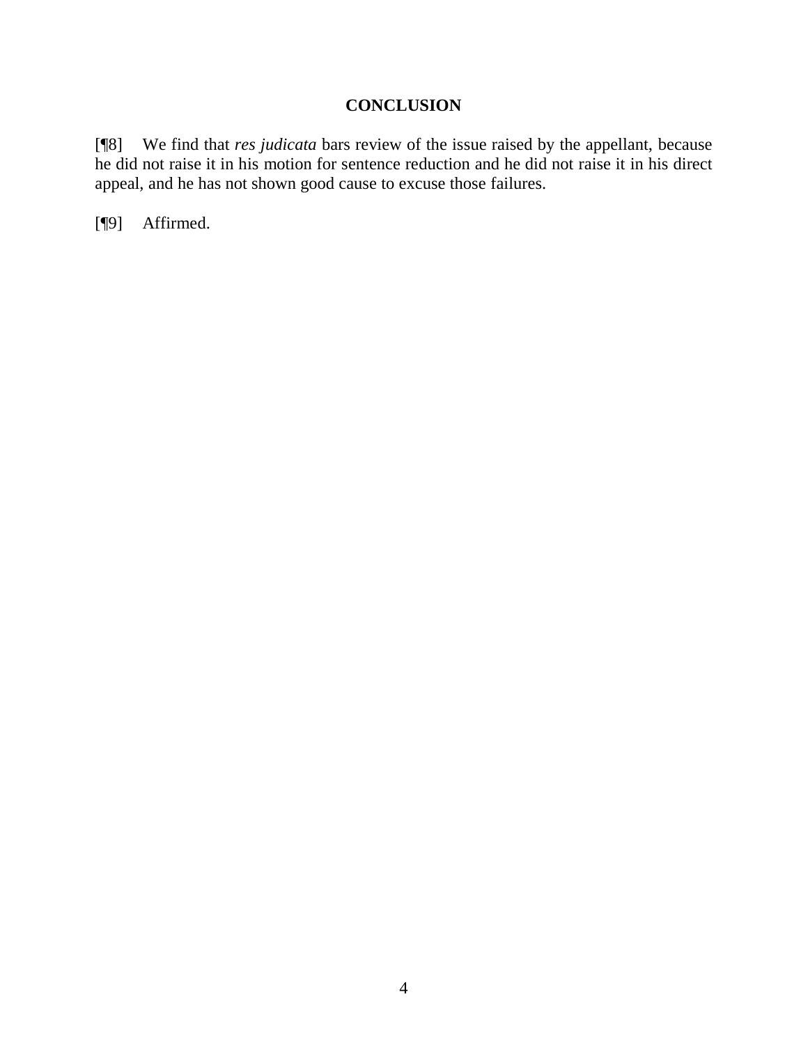## CONCLUSION

[¶8] We find that *res judicata* bars review of the issue raised by the appellant, because he did not raise it in his motion for sentence reduction and he did not raise it in his direct appeal, and he has not shown good cause to excuse those failures.

[¶9] Affirmed.